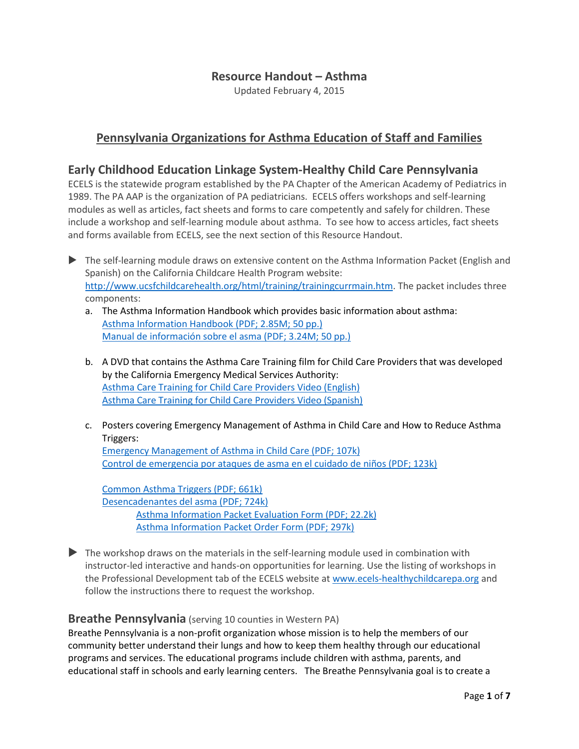# Resource Handout – Asthma

Updated February 4, 2015

## Pennsylvania Organizations for Asthma Education of Staff and Families

### Early Childhood Education Linkage System-Healthy Child Care Pennsylvania

ECELS is the statewide program established by the PA Chapter of the American Academy of Pediatrics in 1989. The PA AAP is the organization of PA pediatricians. ECELS offers workshops and self-learning modules as well as articles, fact sheets and forms to care competently and safely for children. These include a workshop and self-learning module about asthma. To see how to access articles, fact sheets and forms available from ECELS, see the next section of this Resource Handout.

- The self-learning module draws on extensive content on the Asthma Information Packet (English and Spanish) on the California Childcare Health Program website: http://www.ucsfchildcarehealth.org/html/training/trainingcurrmain.htm. The packet includes three components:
  a. The Asthma Information Handbook which provides basic information about asthma:
     Asthma Information Handbook (PDF; 2.85M; 50 pp.)
     Manual de información sobre el asma (PDF; 3.24M; 50 pp.)

  b. A DVD that contains the Asthma Care Training film for Child Care Providers that was developed by the California Emergency Medical Services Authority:
     Asthma Care Training for Child Care Providers Video (English)
     Asthma Care Training for Child Care Providers Video (Spanish)

  c. Posters covering Emergency Management of Asthma in Child Care and How to Reduce Asthma Triggers:
     Emergency Management of Asthma in Child Care (PDF; 107k)
     Control de emergencia por ataques de asma en el cuidado de niños (PDF; 123k)

     Common Asthma Triggers (PDF; 661k)
     Desencadenantes del asma (PDF; 724k)
     Asthma Information Packet Evaluation Form (PDF; 22.2k)
     Asthma Information Packet Order Form (PDF; 297k)

- The workshop draws on the materials in the self-learning module used in combination with instructor-led interactive and hands-on opportunities for learning. Use the listing of workshops in the Professional Development tab of the ECELS website at www.ecels-healthychildcarepa.org and follow the instructions there to request the workshop.

### Breathe Pennsylvania (serving 10 counties in Western PA)

Breathe Pennsylvania is a non-profit organization whose mission is to help the members of our community better understand their lungs and how to keep them healthy through our educational programs and services. The educational programs include children with asthma, parents, and educational staff in schools and early learning centers. The Breathe Pennsylvania goal is to create a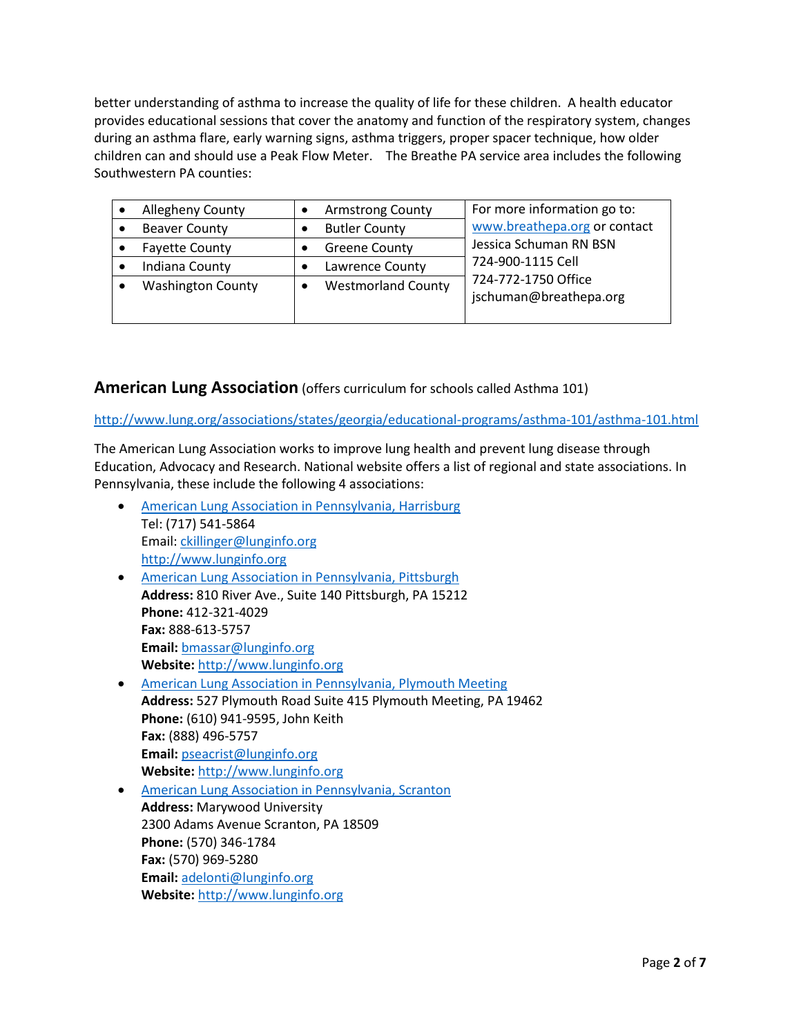better understanding of asthma to increase the quality of life for these children. A health educator provides educational sessions that cover the anatomy and function of the respiratory system, changes during an asthma flare, early warning signs, asthma triggers, proper spacer technique, how older children can and should use a Peak Flow Meter. The Breathe PA service area includes the following Southwestern PA counties:

| | | |
|---|---|---|
| • Allegheny County | • Armstrong County | For more information go to: [www.breathepa.org](http://www.breathepa.org) or contact Jessica Schuman RN BSN 724-900-1115 Cell 724-772-1750 Office jschuman@breathepa.org |
| • Beaver County | • Butler County | |
| • Fayette County | • Greene County | |
| • Indiana County | • Lawrence County | |
| • Washington County | • Westmorland County | |

## American Lung Association (offers curriculum for schools called Asthma 101)

[http://www.lung.org/associations/states/georgia/educational-programs/asthma-101/asthma-101.html](http://www.lung.org/associations/states/georgia/educational-programs/asthma-101/asthma-101.html)

The American Lung Association works to improve lung health and prevent lung disease through Education, Advocacy and Research. National website offers a list of regional and state associations. In Pennsylvania, these include the following 4 associations:

- American Lung Association in Pennsylvania, Harrisburg
  Tel: (717) 541-5864
  Email: ckillinger@lunginfo.org
  http://www.lunginfo.org
- American Lung Association in Pennsylvania, Pittsburgh
  **Address:** 810 River Ave., Suite 140 Pittsburgh, PA 15212
  **Phone:** 412-321-4029
  **Fax:** 888-613-5757
  **Email:** bmassar@lunginfo.org
  **Website:** http://www.lunginfo.org
- American Lung Association in Pennsylvania, Plymouth Meeting
  **Address:** 527 Plymouth Road Suite 415 Plymouth Meeting, PA 19462
  **Phone:** (610) 941-9595, John Keith
  **Fax:** (888) 496-5757
  **Email:** pseacrist@lunginfo.org
  **Website:** http://www.lunginfo.org
- American Lung Association in Pennsylvania, Scranton
  **Address:** Marywood University
  2300 Adams Avenue Scranton, PA 18509
  **Phone:** (570) 346-1784
  **Fax:** (570) 969-5280
  **Email:** adelonti@lunginfo.org
  **Website:** http://www.lunginfo.org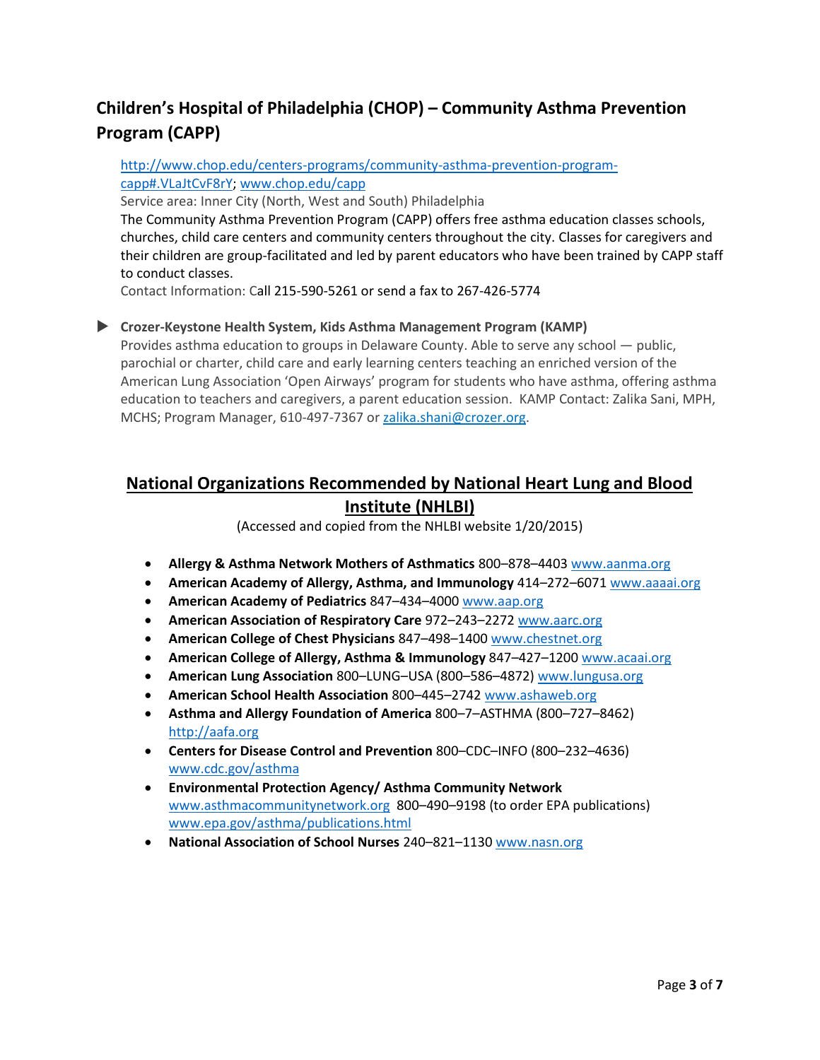## Children's Hospital of Philadelphia (CHOP) – Community Asthma Prevention Program (CAPP)

http://www.chop.edu/centers-programs/community-asthma-prevention-program-capp#.VLaJtCvF8rY; www.chop.edu/capp

Service area: Inner City (North, West and South) Philadelphia

The Community Asthma Prevention Program (CAPP) offers free asthma education classes schools, churches, child care centers and community centers throughout the city. Classes for caregivers and their children are group-facilitated and led by parent educators who have been trained by CAPP staff to conduct classes.

Contact Information: Call 215-590-5261 or send a fax to 267-426-5774

- **Crozer-Keystone Health System, Kids Asthma Management Program (KAMP)**
  Provides asthma education to groups in Delaware County. Able to serve any school — public, parochial or charter, child care and early learning centers teaching an enriched version of the American Lung Association 'Open Airways' program for students who have asthma, offering asthma education to teachers and caregivers, a parent education session. KAMP Contact: Zalika Sani, MPH, MCHS; Program Manager, 610-497-7367 or zalika.shani@crozer.org.

## National Organizations Recommended by National Heart Lung and Blood Institute (NHLBI)

(Accessed and copied from the NHLBI website 1/20/2015)

- **Allergy & Asthma Network Mothers of Asthmatics** 800–878–4403 www.aanma.org
- **American Academy of Allergy, Asthma, and Immunology** 414–272–6071 www.aaaai.org
- **American Academy of Pediatrics** 847–434–4000 www.aap.org
- **American Association of Respiratory Care** 972–243–2272 www.aarc.org
- **American College of Chest Physicians** 847–498–1400 www.chestnet.org
- **American College of Allergy, Asthma & Immunology** 847–427–1200 www.acaai.org
- **American Lung Association** 800–LUNG–USA (800–586–4872) www.lungusa.org
- **American School Health Association** 800–445–2742 www.ashaweb.org
- **Asthma and Allergy Foundation of America** 800–7–ASTHMA (800–727–8462) http://aafa.org
- **Centers for Disease Control and Prevention** 800–CDC–INFO (800–232–4636) www.cdc.gov/asthma
- **Environmental Protection Agency/ Asthma Community Network** www.asthmacommunitynetwork.org 800–490–9198 (to order EPA publications) www.epa.gov/asthma/publications.html
- **National Association of School Nurses** 240–821–1130 www.nasn.org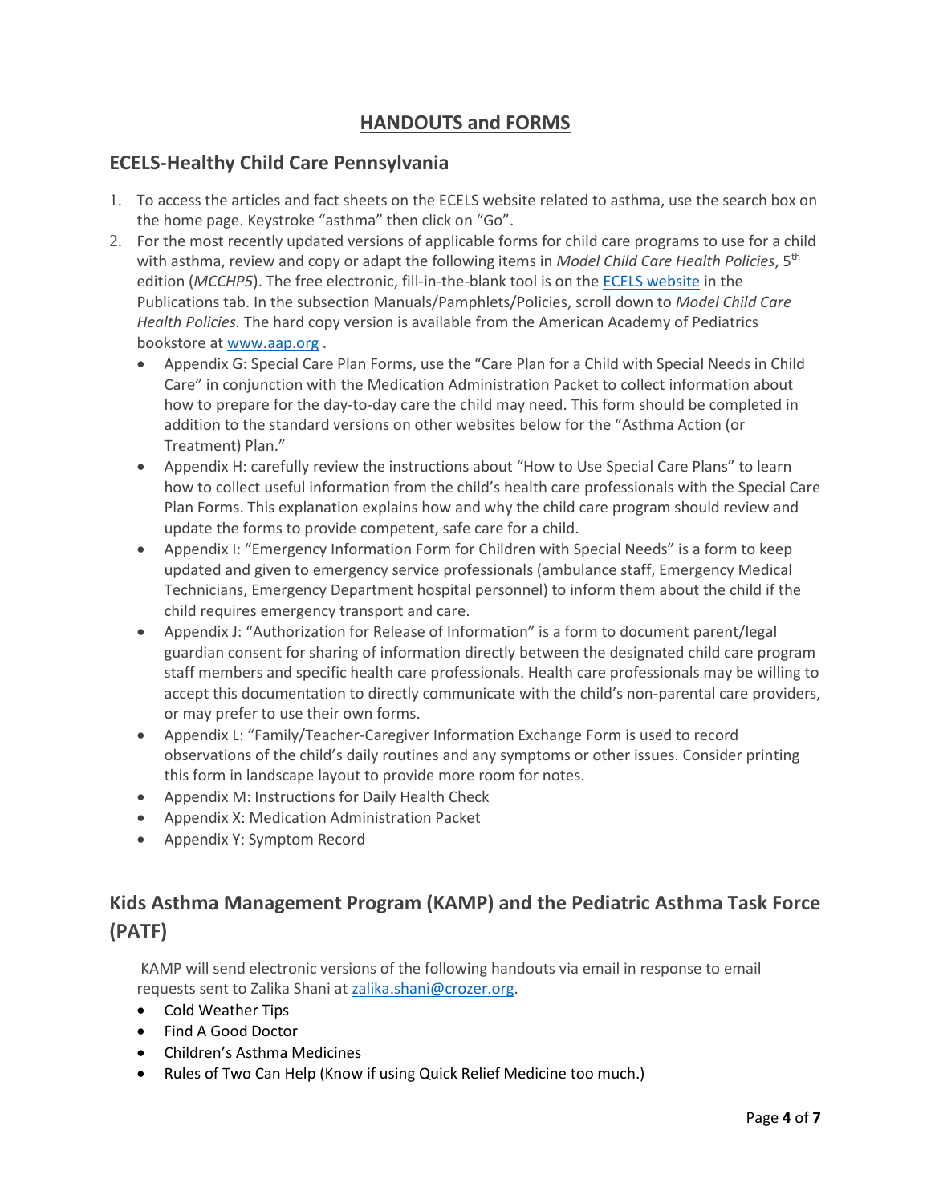## HANDOUTS and FORMS

### ECELS-Healthy Child Care Pennsylvania

1. To access the articles and fact sheets on the ECELS website related to asthma, use the search box on the home page. Keystroke "asthma" then click on "Go".
2. For the most recently updated versions of applicable forms for child care programs to use for a child with asthma, review and copy or adapt the following items in *Model Child Care Health Policies*, 5th edition (*MCCHP5*). The free electronic, fill-in-the-blank tool is on the [ECELS website](ECELS website) in the Publications tab. In the subsection Manuals/Pamphlets/Policies, scroll down to *Model Child Care Health Policies.* The hard copy version is available from the American Academy of Pediatrics bookstore at [www.aap.org](www.aap.org) .
   - Appendix G: Special Care Plan Forms, use the "Care Plan for a Child with Special Needs in Child Care" in conjunction with the Medication Administration Packet to collect information about how to prepare for the day-to-day care the child may need. This form should be completed in addition to the standard versions on other websites below for the "Asthma Action (or Treatment) Plan."
   - Appendix H: carefully review the instructions about "How to Use Special Care Plans" to learn how to collect useful information from the child's health care professionals with the Special Care Plan Forms. This explanation explains how and why the child care program should review and update the forms to provide competent, safe care for a child.
   - Appendix I: "Emergency Information Form for Children with Special Needs" is a form to keep updated and given to emergency service professionals (ambulance staff, Emergency Medical Technicians, Emergency Department hospital personnel) to inform them about the child if the child requires emergency transport and care.
   - Appendix J: "Authorization for Release of Information" is a form to document parent/legal guardian consent for sharing of information directly between the designated child care program staff members and specific health care professionals. Health care professionals may be willing to accept this documentation to directly communicate with the child's non-parental care providers, or may prefer to use their own forms.
   - Appendix L: "Family/Teacher-Caregiver Information Exchange Form is used to record observations of the child's daily routines and any symptoms or other issues. Consider printing this form in landscape layout to provide more room for notes.
   - Appendix M: Instructions for Daily Health Check
   - Appendix X: Medication Administration Packet
   - Appendix Y: Symptom Record

### Kids Asthma Management Program (KAMP) and the Pediatric Asthma Task Force (PATF)

KAMP will send electronic versions of the following handouts via email in response to email requests sent to Zalika Shani at [zalika.shani@crozer.org](mailto:zalika.shani@crozer.org).

- Cold Weather Tips
- Find A Good Doctor
- Children's Asthma Medicines
- Rules of Two Can Help (Know if using Quick Relief Medicine too much.)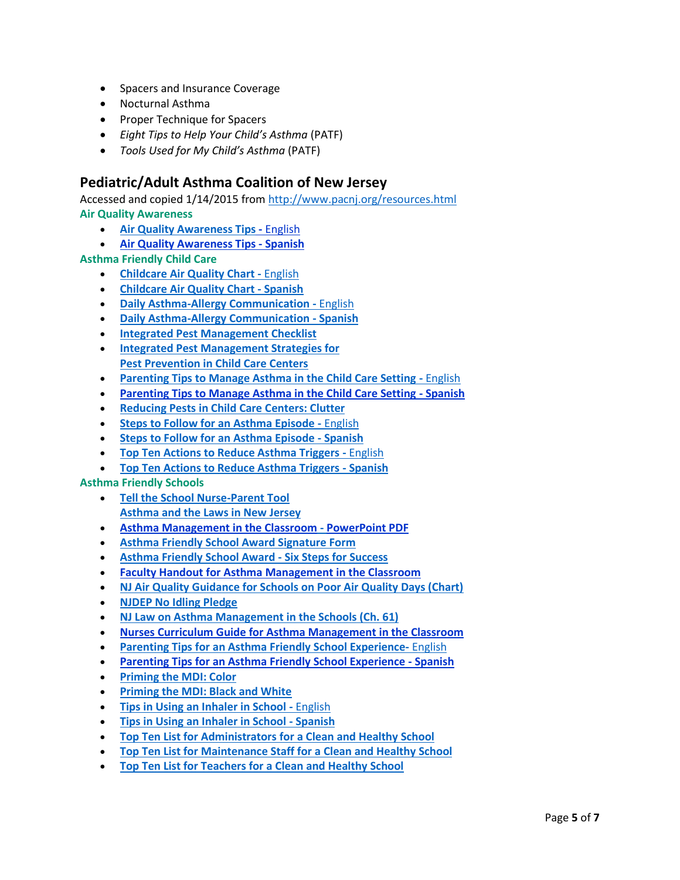- Spacers and Insurance Coverage
- Nocturnal Asthma
- Proper Technique for Spacers
- *Eight Tips to Help Your Child's Asthma* (PATF)
- *Tools Used for My Child's Asthma* (PATF)

## Pediatric/Adult Asthma Coalition of New Jersey

Accessed and copied 1/14/2015 from http://www.pacnj.org/resources.html

**Air Quality Awareness**

- **Air Quality Awareness Tips -** English
- **Air Quality Awareness Tips - Spanish**

**Asthma Friendly Child Care**

- **Childcare Air Quality Chart -** English
- **Childcare Air Quality Chart - Spanish**
- **Daily Asthma-Allergy Communication -** English
- **Daily Asthma-Allergy Communication - Spanish**
- **Integrated Pest Management Checklist**
- **Integrated Pest Management Strategies for Pest Prevention in Child Care Centers**
- **Parenting Tips to Manage Asthma in the Child Care Setting -** English
- **Parenting Tips to Manage Asthma in the Child Care Setting - Spanish**
- **Reducing Pests in Child Care Centers: Clutter**
- **Steps to Follow for an Asthma Episode -** English
- **Steps to Follow for an Asthma Episode - Spanish**
- **Top Ten Actions to Reduce Asthma Triggers -** English
- **Top Ten Actions to Reduce Asthma Triggers - Spanish**

**Asthma Friendly Schools**

- **Tell the School Nurse-Parent Tool**
  **Asthma and the Laws in New Jersey**
- **Asthma Management in the Classroom** - **PowerPoint PDF**
- **Asthma Friendly School Award Signature Form**
- **Asthma Friendly School Award - Six Steps for Success**
- **Faculty Handout for Asthma Management in the Classroom**
- **NJ Air Quality Guidance for Schools on Poor Air Quality Days (Chart)**
- **NJDEP No Idling Pledge**
- **NJ Law on Asthma Management in the Schools (Ch. 61)**
- **Nurses Curriculum Guide for Asthma Management in the Classroom**
- **Parenting Tips for an Asthma Friendly School Experience-** English
- **Parenting Tips for an Asthma Friendly School Experience - Spanish**
- **Priming the MDI: Color**
- **Priming the MDI: Black and White**
- **Tips in Using an Inhaler in School -** English
- **Tips in Using an Inhaler in School - Spanish**
- **Top Ten List for Administrators for a Clean and Healthy School**
- **Top Ten List for Maintenance Staff for a Clean and Healthy School**
- **Top Ten List for Teachers for a Clean and Healthy School**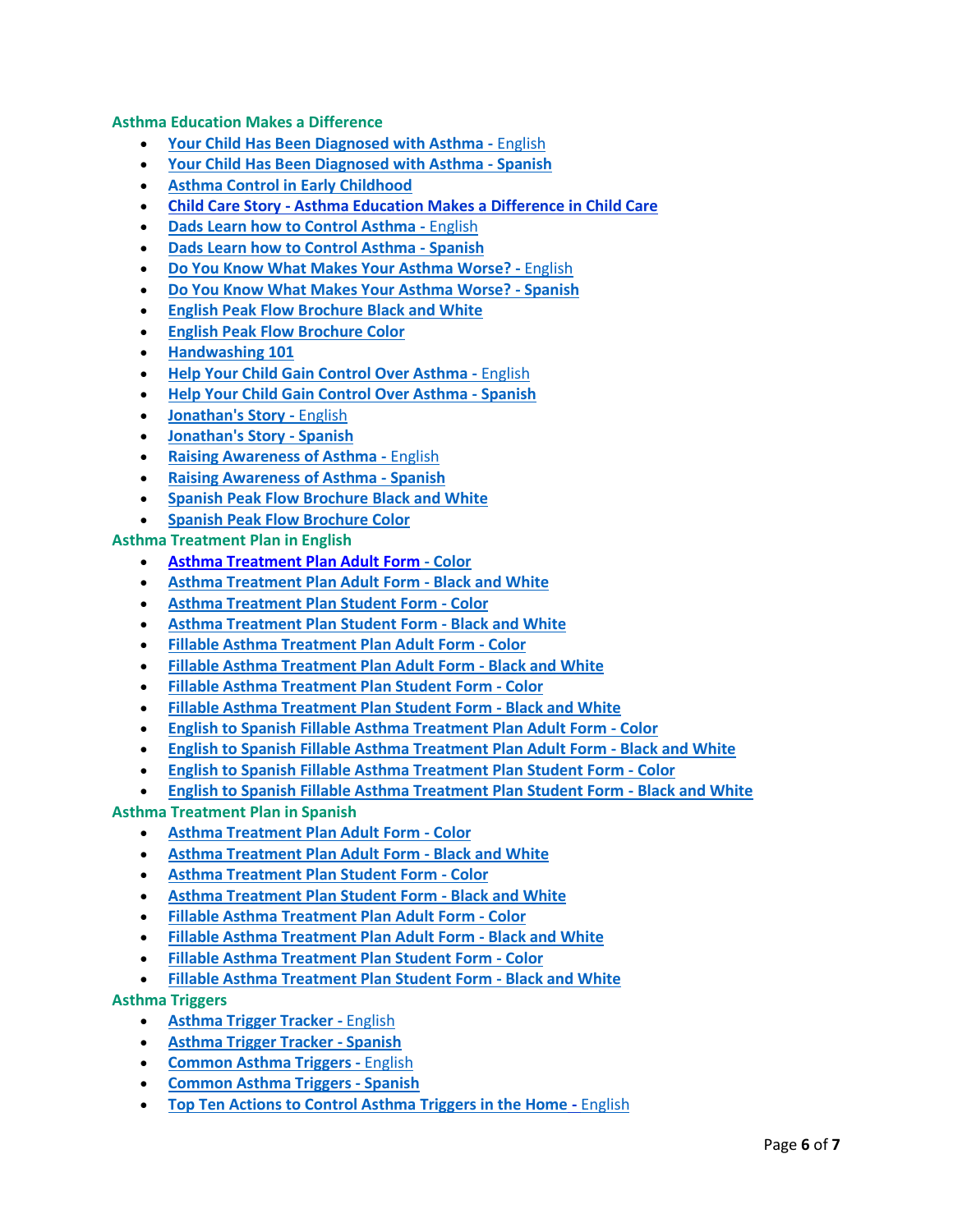**Asthma Education Makes a Difference**

- Your Child Has Been Diagnosed with Asthma - English
- Your Child Has Been Diagnosed with Asthma - Spanish
- Asthma Control in Early Childhood
- Child Care Story - Asthma Education Makes a Difference in Child Care
- Dads Learn how to Control Asthma - English
- Dads Learn how to Control Asthma - Spanish
- Do You Know What Makes Your Asthma Worse? - English
- Do You Know What Makes Your Asthma Worse? - Spanish
- English Peak Flow Brochure Black and White
- English Peak Flow Brochure Color
- Handwashing 101
- Help Your Child Gain Control Over Asthma - English
- Help Your Child Gain Control Over Asthma - Spanish
- Jonathan's Story - English
- Jonathan's Story - Spanish
- Raising Awareness of Asthma - English
- Raising Awareness of Asthma - Spanish
- Spanish Peak Flow Brochure Black and White
- Spanish Peak Flow Brochure Color

**Asthma Treatment Plan in English**

- Asthma Treatment Plan Adult Form - Color
- Asthma Treatment Plan Adult Form - Black and White
- Asthma Treatment Plan Student Form - Color
- Asthma Treatment Plan Student Form - Black and White
- Fillable Asthma Treatment Plan Adult Form - Color
- Fillable Asthma Treatment Plan Adult Form - Black and White
- Fillable Asthma Treatment Plan Student Form - Color
- Fillable Asthma Treatment Plan Student Form - Black and White
- English to Spanish Fillable Asthma Treatment Plan Adult Form - Color
- English to Spanish Fillable Asthma Treatment Plan Adult Form - Black and White
- English to Spanish Fillable Asthma Treatment Plan Student Form - Color
- English to Spanish Fillable Asthma Treatment Plan Student Form - Black and White

**Asthma Treatment Plan in Spanish**

- Asthma Treatment Plan Adult Form - Color
- Asthma Treatment Plan Adult Form - Black and White
- Asthma Treatment Plan Student Form - Color
- Asthma Treatment Plan Student Form - Black and White
- Fillable Asthma Treatment Plan Adult Form - Color
- Fillable Asthma Treatment Plan Adult Form - Black and White
- Fillable Asthma Treatment Plan Student Form - Color
- Fillable Asthma Treatment Plan Student Form - Black and White

**Asthma Triggers**

- Asthma Trigger Tracker - English
- Asthma Trigger Tracker - Spanish
- Common Asthma Triggers - English
- Common Asthma Triggers - Spanish
- Top Ten Actions to Control Asthma Triggers in the Home - English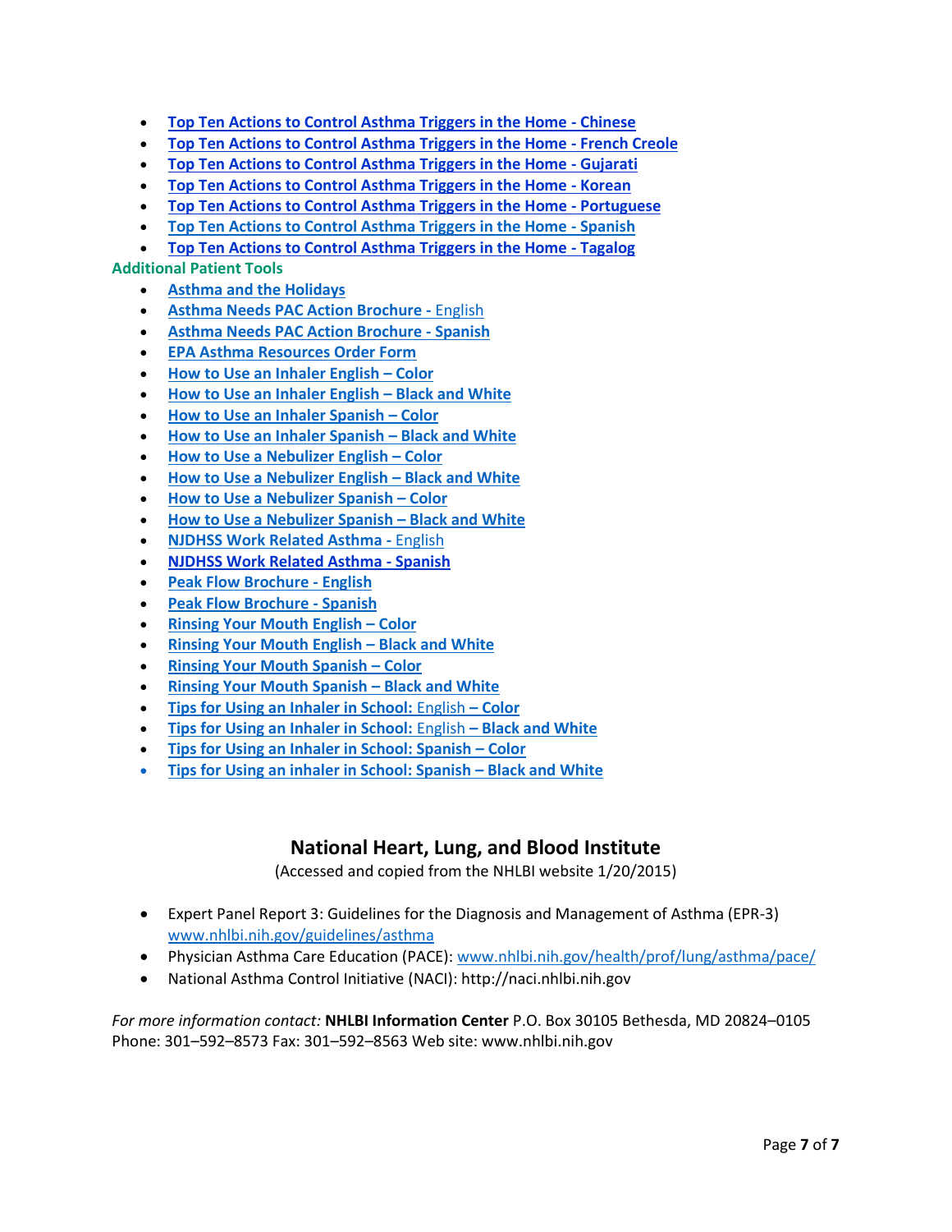- Top Ten Actions to Control Asthma Triggers in the Home - Chinese
- Top Ten Actions to Control Asthma Triggers in the Home - French Creole
- Top Ten Actions to Control Asthma Triggers in the Home - Gujarati
- Top Ten Actions to Control Asthma Triggers in the Home - Korean
- Top Ten Actions to Control Asthma Triggers in the Home - Portuguese
- Top Ten Actions to Control Asthma Triggers in the Home - Spanish
- Top Ten Actions to Control Asthma Triggers in the Home - Tagalog

**Additional Patient Tools**

- Asthma and the Holidays
- Asthma Needs PAC Action Brochure - English
- Asthma Needs PAC Action Brochure - Spanish
- EPA Asthma Resources Order Form
- How to Use an Inhaler English – Color
- How to Use an Inhaler English – Black and White
- How to Use an Inhaler Spanish – Color
- How to Use an Inhaler Spanish – Black and White
- How to Use a Nebulizer English – Color
- How to Use a Nebulizer English – Black and White
- How to Use a Nebulizer Spanish – Color
- How to Use a Nebulizer Spanish – Black and White
- NJDHSS Work Related Asthma - English
- NJDHSS Work Related Asthma - Spanish
- Peak Flow Brochure - English
- Peak Flow Brochure - Spanish
- Rinsing Your Mouth English – Color
- Rinsing Your Mouth English – Black and White
- Rinsing Your Mouth Spanish – Color
- Rinsing Your Mouth Spanish – Black and White
- Tips for Using an Inhaler in School: English – Color
- Tips for Using an Inhaler in School: English – Black and White
- Tips for Using an Inhaler in School: Spanish – Color
- Tips for Using an inhaler in School: Spanish – Black and White

## National Heart, Lung, and Blood Institute

(Accessed and copied from the NHLBI website 1/20/2015)

- Expert Panel Report 3: Guidelines for the Diagnosis and Management of Asthma (EPR-3) www.nhlbi.nih.gov/guidelines/asthma
- Physician Asthma Care Education (PACE): www.nhlbi.nih.gov/health/prof/lung/asthma/pace/
- National Asthma Control Initiative (NACI): http://naci.nhlbi.nih.gov

*For more information contact:* **NHLBI Information Center** P.O. Box 30105 Bethesda, MD 20824–0105 Phone: 301–592–8573 Fax: 301–592–8563 Web site: www.nhlbi.nih.gov